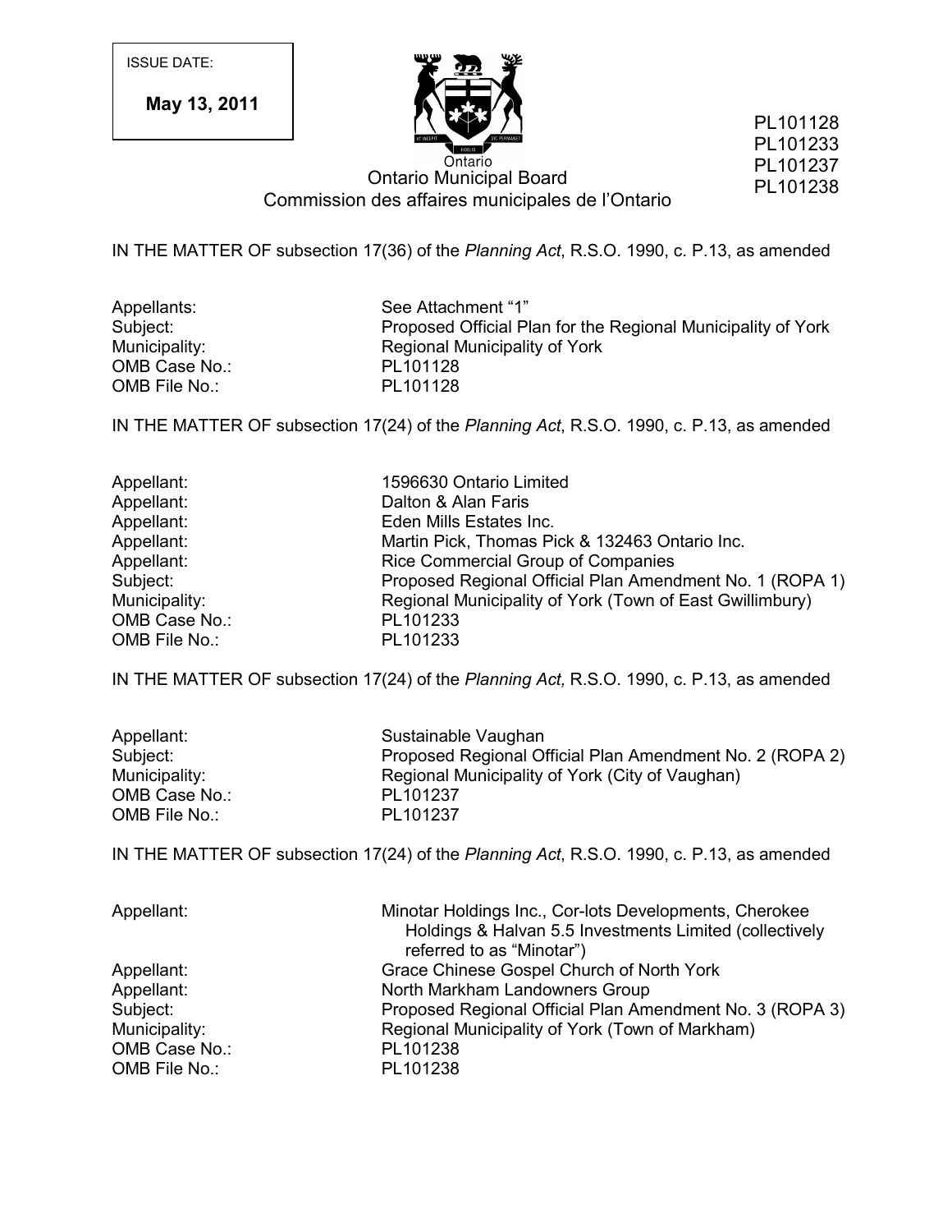ISSUE DATE:

**May 13, 2011**

PL101128
PL101233
PL101237
PL101238

Ontario

Ontario Municipal Board
Commission des affaires municipales de l'Ontario

IN THE MATTER OF subsection 17(36) of the *Planning Act*, R.S.O. 1990, c. P.13, as amended

| | |
|---|---|
| Appellants: | See Attachment "1" |
| Subject: | Proposed Official Plan for the Regional Municipality of York |
| Municipality: | Regional Municipality of York |
| OMB Case No.: | PL101128 |
| OMB File No.: | PL101128 |

IN THE MATTER OF subsection 17(24) of the *Planning Act*, R.S.O. 1990, c. P.13, as amended

| | |
|---|---|
| Appellant: | 1596630 Ontario Limited |
| Appellant: | Dalton & Alan Faris |
| Appellant: | Eden Mills Estates Inc. |
| Appellant: | Martin Pick, Thomas Pick & 132463 Ontario Inc. |
| Appellant: | Rice Commercial Group of Companies |
| Subject: | Proposed Regional Official Plan Amendment No. 1 (ROPA 1) |
| Municipality: | Regional Municipality of York (Town of East Gwillimbury) |
| OMB Case No.: | PL101233 |
| OMB File No.: | PL101233 |

IN THE MATTER OF subsection 17(24) of the *Planning Act,* R.S.O. 1990, c. P.13, as amended

| | |
|---|---|
| Appellant: | Sustainable Vaughan |
| Subject: | Proposed Regional Official Plan Amendment No. 2 (ROPA 2) |
| Municipality: | Regional Municipality of York (City of Vaughan) |
| OMB Case No.: | PL101237 |
| OMB File No.: | PL101237 |

IN THE MATTER OF subsection 17(24) of the *Planning Act*, R.S.O. 1990, c. P.13, as amended

| | |
|---|---|
| Appellant: | Minotar Holdings Inc., Cor-lots Developments, Cherokee Holdings & Halvan 5.5 Investments Limited (collectively referred to as "Minotar") |
| Appellant: | Grace Chinese Gospel Church of North York |
| Appellant: | North Markham Landowners Group |
| Subject: | Proposed Regional Official Plan Amendment No. 3 (ROPA 3) |
| Municipality: | Regional Municipality of York (Town of Markham) |
| OMB Case No.: | PL101238 |
| OMB File No.: | PL101238 |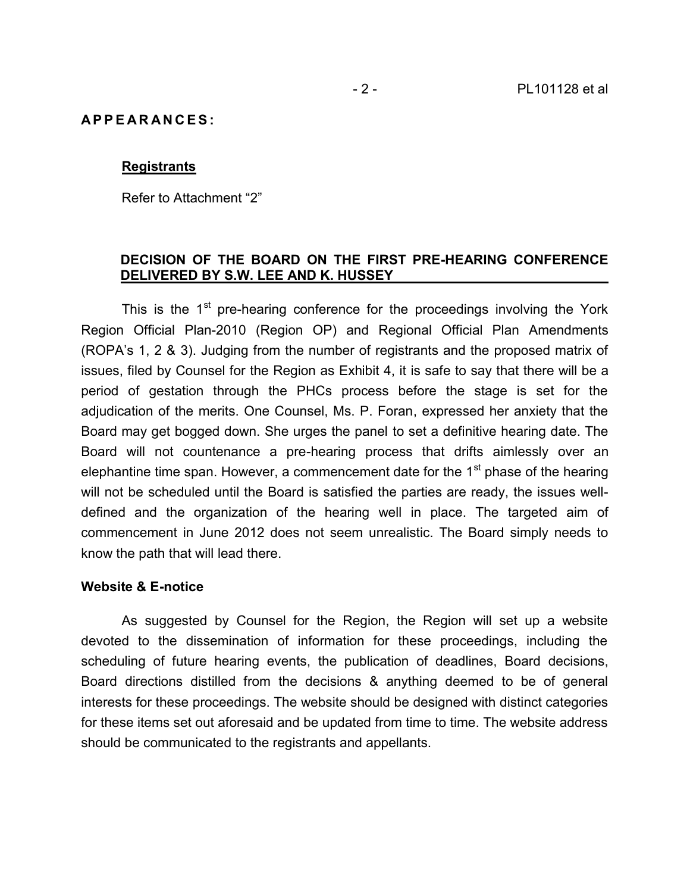**APPEARANCES:**

**Registrants**

Refer to Attachment "2"

**DECISION OF THE BOARD ON THE FIRST PRE-HEARING CONFERENCE DELIVERED BY S.W. LEE AND K. HUSSEY**

This is the 1st pre-hearing conference for the proceedings involving the York Region Official Plan-2010 (Region OP) and Regional Official Plan Amendments (ROPA's 1, 2 & 3). Judging from the number of registrants and the proposed matrix of issues, filed by Counsel for the Region as Exhibit 4, it is safe to say that there will be a period of gestation through the PHCs process before the stage is set for the adjudication of the merits. One Counsel, Ms. P. Foran, expressed her anxiety that the Board may get bogged down. She urges the panel to set a definitive hearing date. The Board will not countenance a pre-hearing process that drifts aimlessly over an elephantine time span. However, a commencement date for the 1st phase of the hearing will not be scheduled until the Board is satisfied the parties are ready, the issues well-defined and the organization of the hearing well in place. The targeted aim of commencement in June 2012 does not seem unrealistic. The Board simply needs to know the path that will lead there.

**Website & E-notice**

As suggested by Counsel for the Region, the Region will set up a website devoted to the dissemination of information for these proceedings, including the scheduling of future hearing events, the publication of deadlines, Board decisions, Board directions distilled from the decisions & anything deemed to be of general interests for these proceedings. The website should be designed with distinct categories for these items set out aforesaid and be updated from time to time. The website address should be communicated to the registrants and appellants.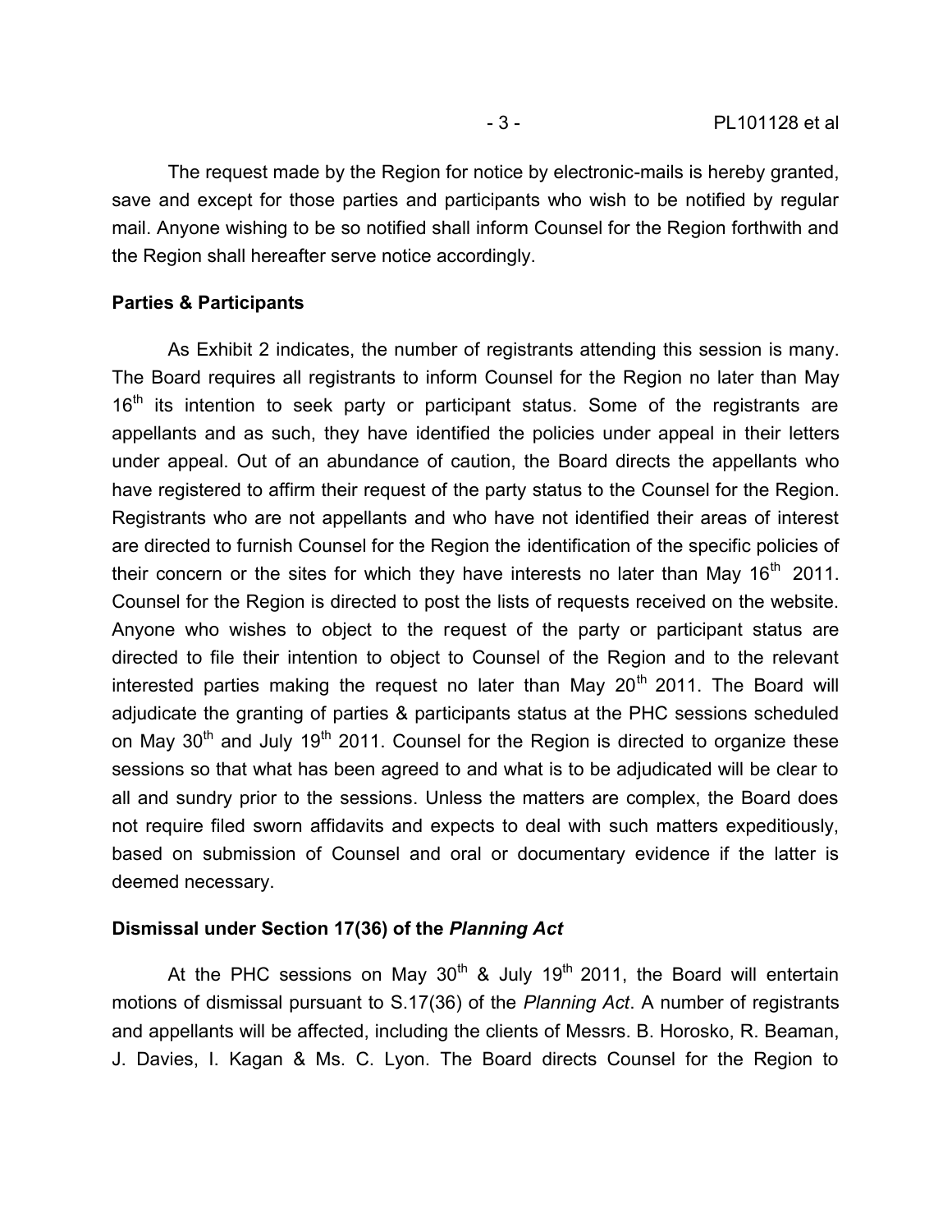The request made by the Region for notice by electronic-mails is hereby granted, save and except for those parties and participants who wish to be notified by regular mail. Anyone wishing to be so notified shall inform Counsel for the Region forthwith and the Region shall hereafter serve notice accordingly.

**Parties & Participants**

As Exhibit 2 indicates, the number of registrants attending this session is many. The Board requires all registrants to inform Counsel for the Region no later than May 16th its intention to seek party or participant status. Some of the registrants are appellants and as such, they have identified the policies under appeal in their letters under appeal. Out of an abundance of caution, the Board directs the appellants who have registered to affirm their request of the party status to the Counsel for the Region. Registrants who are not appellants and who have not identified their areas of interest are directed to furnish Counsel for the Region the identification of the specific policies of their concern or the sites for which they have interests no later than May 16th 2011. Counsel for the Region is directed to post the lists of requests received on the website. Anyone who wishes to object to the request of the party or participant status are directed to file their intention to object to Counsel of the Region and to the relevant interested parties making the request no later than May 20th 2011. The Board will adjudicate the granting of parties & participants status at the PHC sessions scheduled on May 30th and July 19th 2011. Counsel for the Region is directed to organize these sessions so that what has been agreed to and what is to be adjudicated will be clear to all and sundry prior to the sessions. Unless the matters are complex, the Board does not require filed sworn affidavits and expects to deal with such matters expeditiously, based on submission of Counsel and oral or documentary evidence if the latter is deemed necessary.

**Dismissal under Section 17(36) of the *Planning Act***

At the PHC sessions on May 30th & July 19th 2011, the Board will entertain motions of dismissal pursuant to S.17(36) of the *Planning Act*. A number of registrants and appellants will be affected, including the clients of Messrs. B. Horosko, R. Beaman, J. Davies, I. Kagan & Ms. C. Lyon. The Board directs Counsel for the Region to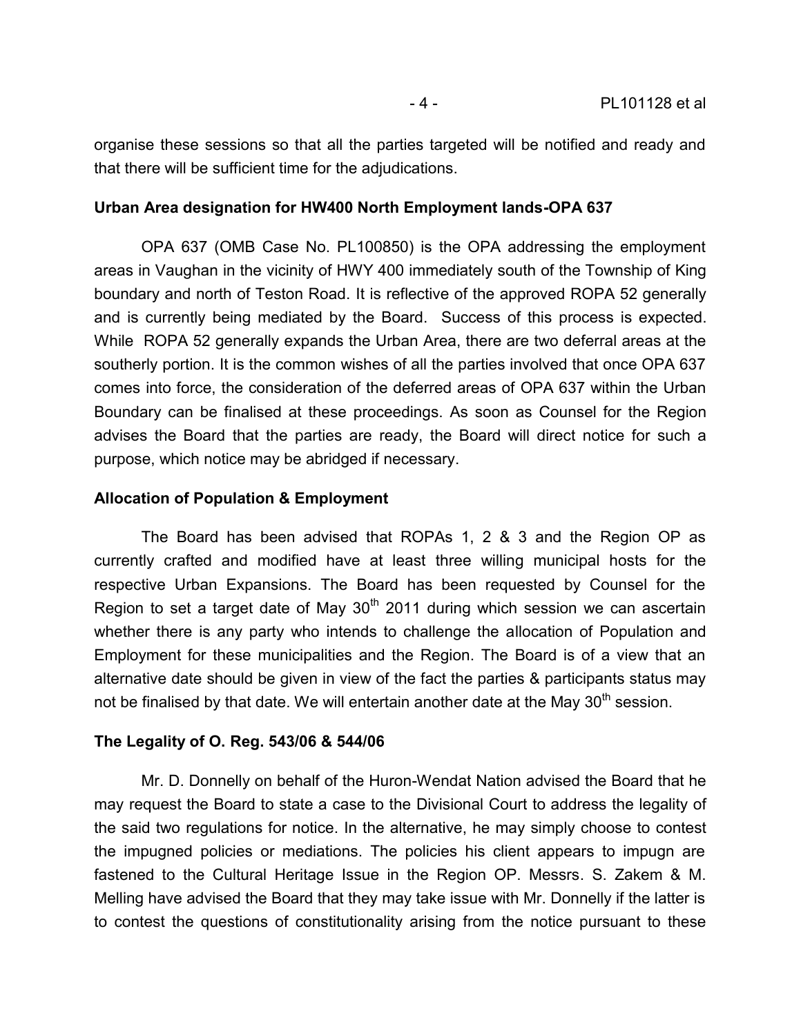organise these sessions so that all the parties targeted will be notified and ready and that there will be sufficient time for the adjudications.

**Urban Area designation for HW400 North Employment lands-OPA 637**

OPA 637 (OMB Case No. PL100850) is the OPA addressing the employment areas in Vaughan in the vicinity of HWY 400 immediately south of the Township of King boundary and north of Teston Road. It is reflective of the approved ROPA 52 generally and is currently being mediated by the Board. Success of this process is expected. While ROPA 52 generally expands the Urban Area, there are two deferral areas at the southerly portion. It is the common wishes of all the parties involved that once OPA 637 comes into force, the consideration of the deferred areas of OPA 637 within the Urban Boundary can be finalised at these proceedings. As soon as Counsel for the Region advises the Board that the parties are ready, the Board will direct notice for such a purpose, which notice may be abridged if necessary.

**Allocation of Population & Employment**

The Board has been advised that ROPAs 1, 2 & 3 and the Region OP as currently crafted and modified have at least three willing municipal hosts for the respective Urban Expansions. The Board has been requested by Counsel for the Region to set a target date of May 30th 2011 during which session we can ascertain whether there is any party who intends to challenge the allocation of Population and Employment for these municipalities and the Region. The Board is of a view that an alternative date should be given in view of the fact the parties & participants status may not be finalised by that date. We will entertain another date at the May 30th session.

**The Legality of O. Reg. 543/06 & 544/06**

Mr. D. Donnelly on behalf of the Huron-Wendat Nation advised the Board that he may request the Board to state a case to the Divisional Court to address the legality of the said two regulations for notice. In the alternative, he may simply choose to contest the impugned policies or mediations. The policies his client appears to impugn are fastened to the Cultural Heritage Issue in the Region OP. Messrs. S. Zakem & M. Melling have advised the Board that they may take issue with Mr. Donnelly if the latter is to contest the questions of constitutionality arising from the notice pursuant to these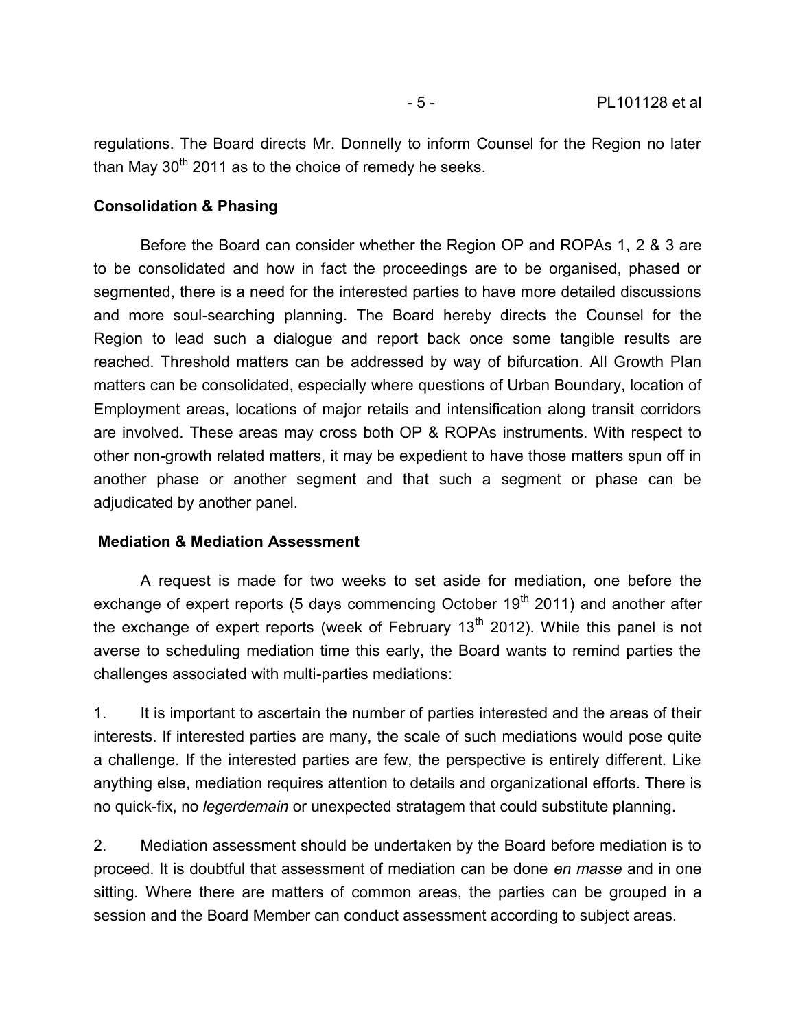regulations. The Board directs Mr. Donnelly to inform Counsel for the Region no later than May 30th 2011 as to the choice of remedy he seeks.

**Consolidation & Phasing**

Before the Board can consider whether the Region OP and ROPAs 1, 2 & 3 are to be consolidated and how in fact the proceedings are to be organised, phased or segmented, there is a need for the interested parties to have more detailed discussions and more soul-searching planning. The Board hereby directs the Counsel for the Region to lead such a dialogue and report back once some tangible results are reached. Threshold matters can be addressed by way of bifurcation. All Growth Plan matters can be consolidated, especially where questions of Urban Boundary, location of Employment areas, locations of major retails and intensification along transit corridors are involved. These areas may cross both OP & ROPAs instruments. With respect to other non-growth related matters, it may be expedient to have those matters spun off in another phase or another segment and that such a segment or phase can be adjudicated by another panel.

**Mediation & Mediation Assessment**

A request is made for two weeks to set aside for mediation, one before the exchange of expert reports (5 days commencing October 19th 2011) and another after the exchange of expert reports (week of February 13th 2012). While this panel is not averse to scheduling mediation time this early, the Board wants to remind parties the challenges associated with multi-parties mediations:

1. It is important to ascertain the number of parties interested and the areas of their interests. If interested parties are many, the scale of such mediations would pose quite a challenge. If the interested parties are few, the perspective is entirely different. Like anything else, mediation requires attention to details and organizational efforts. There is no quick-fix, no *legerdemain* or unexpected stratagem that could substitute planning.

2. Mediation assessment should be undertaken by the Board before mediation is to proceed. It is doubtful that assessment of mediation can be done *en masse* and in one sitting. Where there are matters of common areas, the parties can be grouped in a session and the Board Member can conduct assessment according to subject areas.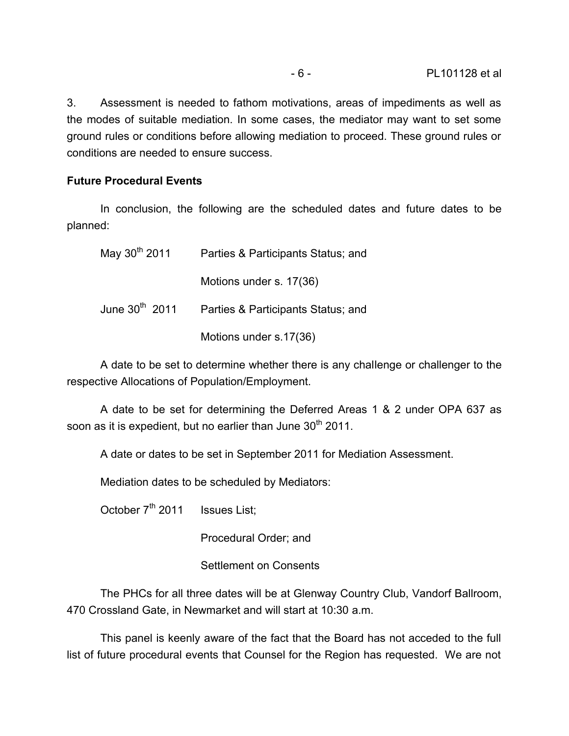3. Assessment is needed to fathom motivations, areas of impediments as well as the modes of suitable mediation. In some cases, the mediator may want to set some ground rules or conditions before allowing mediation to proceed. These ground rules or conditions are needed to ensure success.

**Future Procedural Events**

In conclusion, the following are the scheduled dates and future dates to be planned:

| | |
|---|---|
| May 30th 2011 | Parties & Participants Status; and |
| | Motions under s. 17(36) |
| June 30th 2011 | Parties & Participants Status; and |
| | Motions under s.17(36) |

A date to be set to determine whether there is any challenge or challenger to the respective Allocations of Population/Employment.

A date to be set for determining the Deferred Areas 1 & 2 under OPA 637 as soon as it is expedient, but no earlier than June 30th 2011.

A date or dates to be set in September 2011 for Mediation Assessment.

Mediation dates to be scheduled by Mediators:

| | |
|---|---|
| October 7th 2011 | Issues List; |
| | Procedural Order; and |
| | Settlement on Consents |

The PHCs for all three dates will be at Glenway Country Club, Vandorf Ballroom, 470 Crossland Gate, in Newmarket and will start at 10:30 a.m.

This panel is keenly aware of the fact that the Board has not acceded to the full list of future procedural events that Counsel for the Region has requested. We are not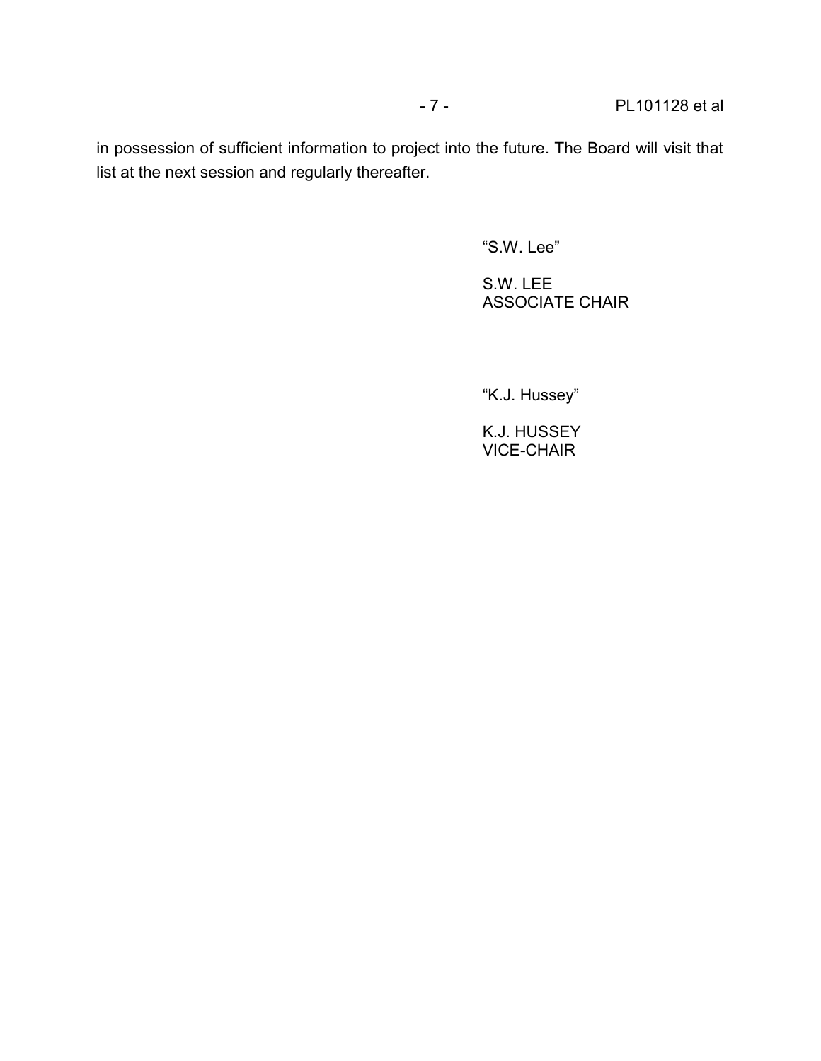in possession of sufficient information to project into the future. The Board will visit that list at the next session and regularly thereafter.

"S.W. Lee"

S.W. LEE
ASSOCIATE CHAIR

"K.J. Hussey"

K.J. HUSSEY
VICE-CHAIR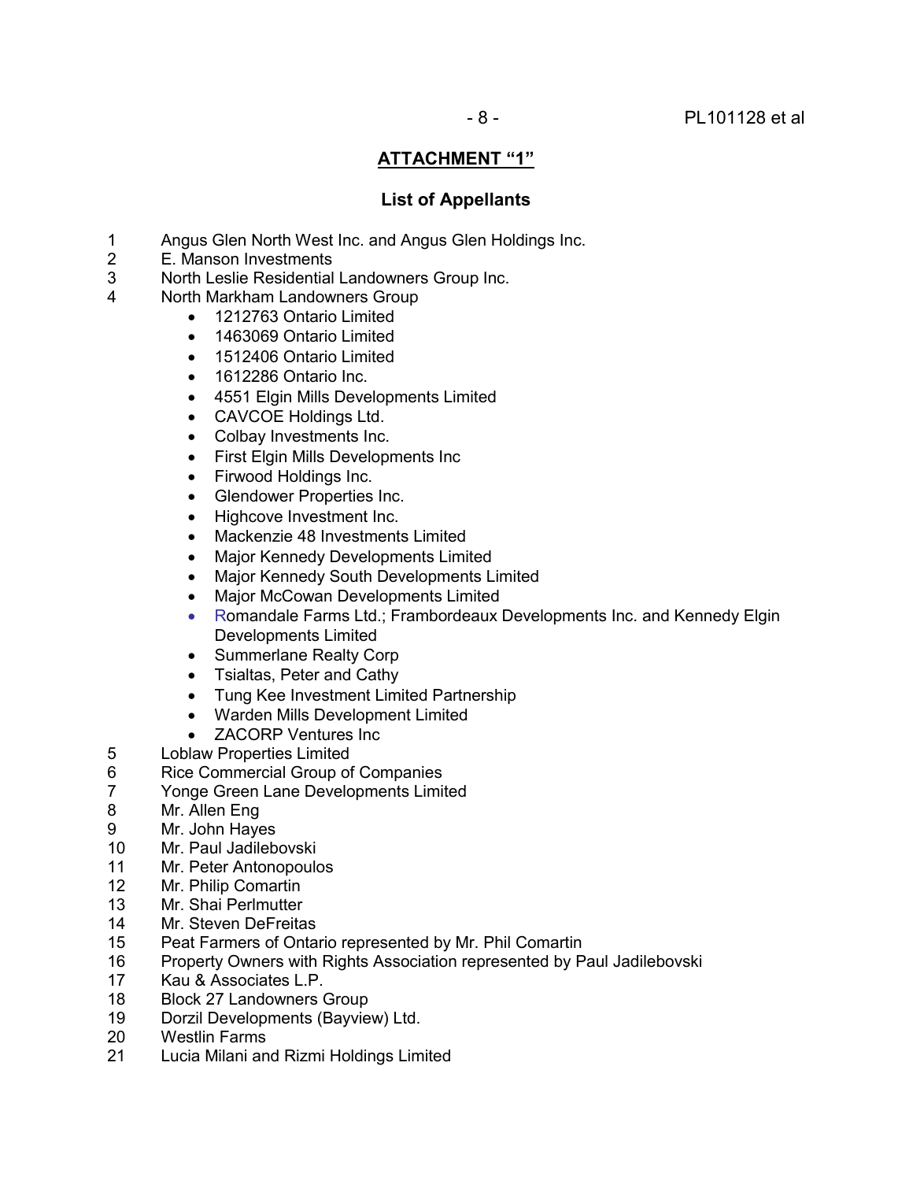## ATTACHMENT "1"

### List of Appellants

1. Angus Glen North West Inc. and Angus Glen Holdings Inc.
2. E. Manson Investments
3. North Leslie Residential Landowners Group Inc.
4. North Markham Landowners Group
   - 1212763 Ontario Limited
   - 1463069 Ontario Limited
   - 1512406 Ontario Limited
   - 1612286 Ontario Inc.
   - 4551 Elgin Mills Developments Limited
   - CAVCOE Holdings Ltd.
   - Colbay Investments Inc.
   - First Elgin Mills Developments Inc
   - Firwood Holdings Inc.
   - Glendower Properties Inc.
   - Highcove Investment Inc.
   - Mackenzie 48 Investments Limited
   - Major Kennedy Developments Limited
   - Major Kennedy South Developments Limited
   - Major McCowan Developments Limited
   - Romandale Farms Ltd.; Frambordeaux Developments Inc. and Kennedy Elgin Developments Limited
   - Summerlane Realty Corp
   - Tsialtas, Peter and Cathy
   - Tung Kee Investment Limited Partnership
   - Warden Mills Development Limited
   - ZACORP Ventures Inc
5. Loblaw Properties Limited
6. Rice Commercial Group of Companies
7. Yonge Green Lane Developments Limited
8. Mr. Allen Eng
9. Mr. John Hayes
10. Mr. Paul Jadilebovski
11. Mr. Peter Antonopoulos
12. Mr. Philip Comartin
13. Mr. Shai Perlmutter
14. Mr. Steven DeFreitas
15. Peat Farmers of Ontario represented by Mr. Phil Comartin
16. Property Owners with Rights Association represented by Paul Jadilebovski
17. Kau & Associates L.P.
18. Block 27 Landowners Group
19. Dorzil Developments (Bayview) Ltd.
20. Westlin Farms
21. Lucia Milani and Rizmi Holdings Limited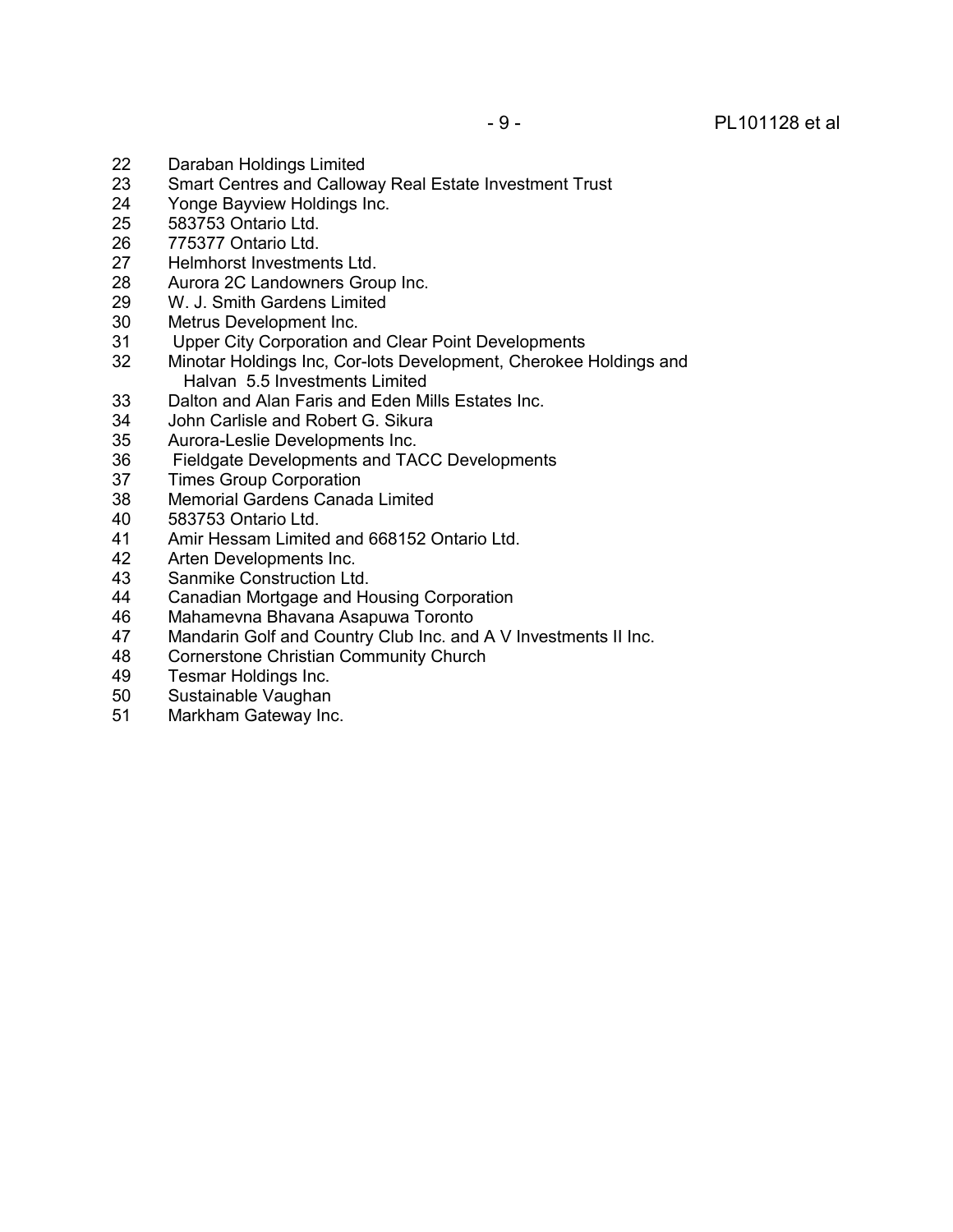22 Daraban Holdings Limited
23 Smart Centres and Calloway Real Estate Investment Trust
24 Yonge Bayview Holdings Inc.
25 583753 Ontario Ltd.
26 775377 Ontario Ltd.
27 Helmhorst Investments Ltd.
28 Aurora 2C Landowners Group Inc.
29 W. J. Smith Gardens Limited
30 Metrus Development Inc.
31 Upper City Corporation and Clear Point Developments
32 Minotar Holdings Inc, Cor-lots Development, Cherokee Holdings and Halvan 5.5 Investments Limited
33 Dalton and Alan Faris and Eden Mills Estates Inc.
34 John Carlisle and Robert G. Sikura
35 Aurora-Leslie Developments Inc.
36 Fieldgate Developments and TACC Developments
37 Times Group Corporation
38 Memorial Gardens Canada Limited
40 583753 Ontario Ltd.
41 Amir Hessam Limited and 668152 Ontario Ltd.
42 Arten Developments Inc.
43 Sanmike Construction Ltd.
44 Canadian Mortgage and Housing Corporation
46 Mahamevna Bhavana Asapuwa Toronto
47 Mandarin Golf and Country Club Inc. and A V Investments II Inc.
48 Cornerstone Christian Community Church
49 Tesmar Holdings Inc.
50 Sustainable Vaughan
51 Markham Gateway Inc.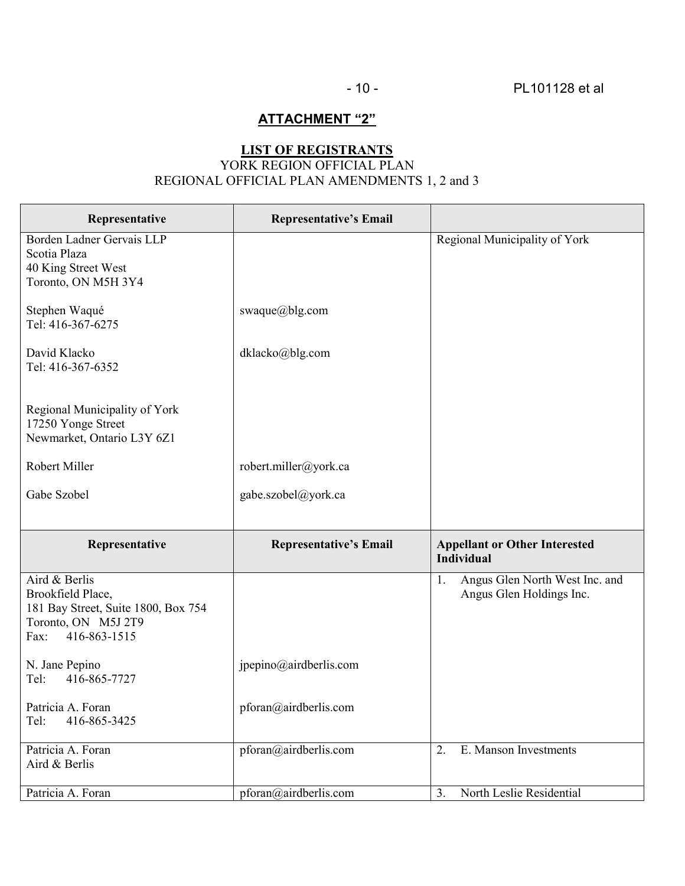## ATTACHMENT "2"

**LIST OF REGISTRANTS**
YORK REGION OFFICIAL PLAN
REGIONAL OFFICIAL PLAN AMENDMENTS 1, 2 and 3

| Representative | Representative's Email | |
|---|---|---|
| Borden Ladner Gervais LLP<br>Scotia Plaza<br>40 King Street West<br>Toronto, ON M5H 3Y4<br><br>Stephen Waqué<br>Tel: 416-367-6275<br><br>David Klacko<br>Tel: 416-367-6352<br><br>Regional Municipality of York<br>17250 Yonge Street<br>Newmarket, Ontario L3Y 6Z1<br><br>Robert Miller<br><br>Gabe Szobel | <br><br><br><br><br>swaque@blg.com<br><br><br>dklacko@blg.com<br><br><br><br><br><br><br>robert.miller@york.ca<br><br>gabe.szobel@york.ca | Regional Municipality of York |
| **Representative** | **Representative's Email** | **Appellant or Other Interested Individual** |
| Aird & Berlis<br>Brookfield Place,<br>181 Bay Street, Suite 1800, Box 754<br>Toronto, ON M5J 2T9<br>Fax: 416-863-1515<br><br>N. Jane Pepino<br>Tel: 416-865-7727<br><br>Patricia A. Foran<br>Tel: 416-865-3425 | <br><br><br><br><br><br>jpepino@airdberlis.com<br><br><br>pforan@airdberlis.com | 1. Angus Glen North West Inc. and Angus Glen Holdings Inc. |
| Patricia A. Foran<br>Aird & Berlis | pforan@airdberlis.com | 2. E. Manson Investments |
| Patricia A. Foran | pforan@airdberlis.com | 3. North Leslie Residential |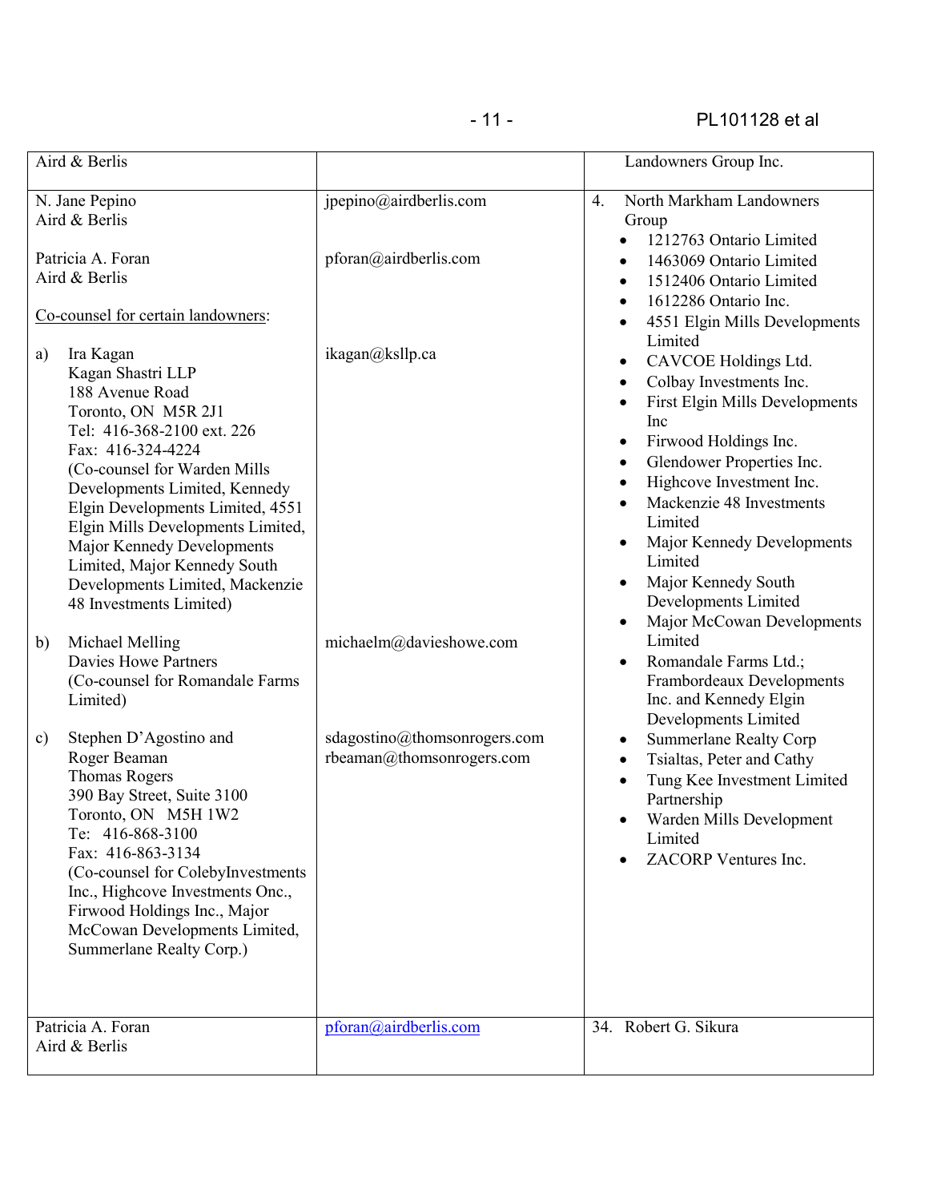| | | |
|---|---|---|
| Aird & Berlis | | Landowners Group Inc. |
| N. Jane Pepino<br>Aird & Berlis<br><br>Patricia A. Foran<br>Aird & Berlis<br><br>Co-counsel for certain landowners:<br><br>a) Ira Kagan<br>Kagan Shastri LLP<br>188 Avenue Road<br>Toronto, ON M5R 2J1<br>Tel: 416-368-2100 ext. 226<br>Fax: 416-324-4224<br>(Co-counsel for Warden Mills Developments Limited, Kennedy Elgin Developments Limited, 4551 Elgin Mills Developments Limited, Major Kennedy Developments Limited, Major Kennedy South Developments Limited, Mackenzie 48 Investments Limited)<br><br>b) Michael Melling<br>Davies Howe Partners<br>(Co-counsel for Romandale Farms Limited)<br><br>c) Stephen D'Agostino and Roger Beaman<br>Thomas Rogers<br>390 Bay Street, Suite 3100<br>Toronto, ON M5H 1W2<br>Te: 416-868-3100<br>Fax: 416-863-3134<br>(Co-counsel for ColebyInvestments Inc., Highcove Investments Onc., Firwood Holdings Inc., Major McCowan Developments Limited, Summerlane Realty Corp.) | jpepino@airdberlis.com<br><br>pforan@airdberlis.com<br><br>ikagan@ksllp.ca<br><br>michaelm@davieshowe.com<br><br>sdagostino@thomsonrogers.com<br>rbeaman@thomsonrogers.com | 4. North Markham Landowners Group<br>• 1212763 Ontario Limited<br>• 1463069 Ontario Limited<br>• 1512406 Ontario Limited<br>• 1612286 Ontario Inc.<br>• 4551 Elgin Mills Developments Limited<br>• CAVCOE Holdings Ltd.<br>• Colbay Investments Inc.<br>• First Elgin Mills Developments Inc<br>• Firwood Holdings Inc.<br>• Glendower Properties Inc.<br>• Highcove Investment Inc.<br>• Mackenzie 48 Investments Limited<br>• Major Kennedy Developments Limited<br>• Major Kennedy South Developments Limited<br>• Major McCowan Developments Limited<br>• Romandale Farms Ltd.; Frambordeaux Developments Inc. and Kennedy Elgin Developments Limited<br>• Summerlane Realty Corp<br>• Tsialtas, Peter and Cathy<br>• Tung Kee Investment Limited Partnership<br>• Warden Mills Development Limited<br>• ZACORP Ventures Inc. |
| Patricia A. Foran<br>Aird & Berlis | pforan@airdberlis.com | 34. Robert G. Sikura |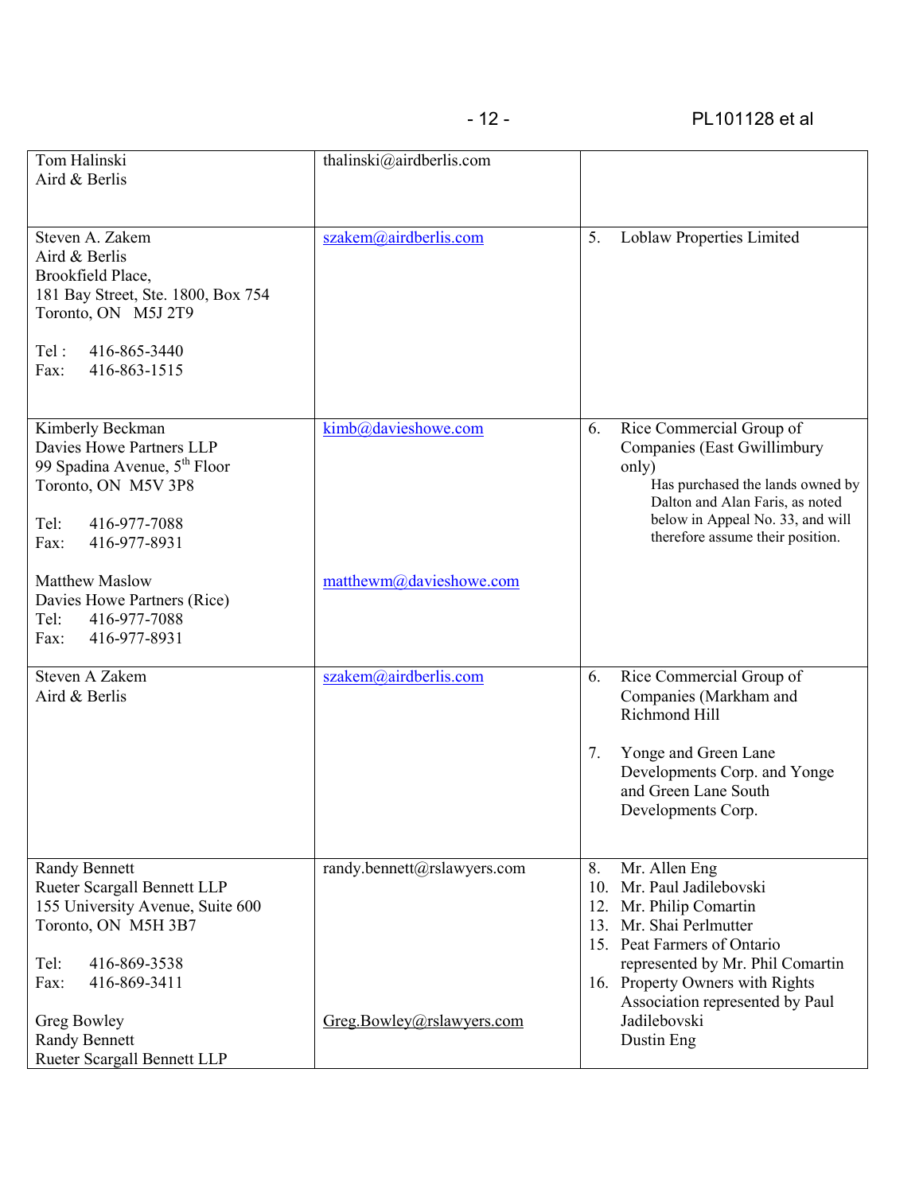| | | |
|---|---|---|
| Tom Halinski<br>Aird & Berlis | thalinski@airdberlis.com | |
| Steven A. Zakem<br>Aird & Berlis<br>Brookfield Place,<br>181 Bay Street, Ste. 1800, Box 754<br>Toronto, ON M5J 2T9<br><br>Tel : 416-865-3440<br>Fax: 416-863-1515 | szakem@airdberlis.com | 5. Loblaw Properties Limited |
| Kimberly Beckman<br>Davies Howe Partners LLP<br>99 Spadina Avenue, 5th Floor<br>Toronto, ON M5V 3P8<br><br>Tel: 416-977-7088<br>Fax: 416-977-8931<br><br>Matthew Maslow<br>Davies Howe Partners (Rice)<br>Tel: 416-977-7088<br>Fax: 416-977-8931 | kimb@davieshowe.com<br><br><br><br><br><br><br><br>matthewm@davieshowe.com | 6. Rice Commercial Group of Companies (East Gwillimbury only)<br>Has purchased the lands owned by Dalton and Alan Faris, as noted below in Appeal No. 33, and will therefore assume their position. |
| Steven A Zakem<br>Aird & Berlis | szakem@airdberlis.com | 6. Rice Commercial Group of Companies (Markham and Richmond Hill<br><br>7. Yonge and Green Lane Developments Corp. and Yonge and Green Lane South Developments Corp. |
| Randy Bennett<br>Rueter Scargall Bennett LLP<br>155 University Avenue, Suite 600<br>Toronto, ON M5H 3B7<br><br>Tel: 416-869-3538<br>Fax: 416-869-3411<br><br>Greg Bowley<br>Randy Bennett<br>Rueter Scargall Bennett LLP | randy.bennett@rslawyers.com<br><br><br><br><br><br><br><br>Greg.Bowley@rslawyers.com | 8. Mr. Allen Eng<br>10. Mr. Paul Jadilebovski<br>12. Mr. Philip Comartin<br>13. Mr. Shai Perlmutter<br>15. Peat Farmers of Ontario represented by Mr. Phil Comartin<br>16. Property Owners with Rights Association represented by Paul Jadilebovski<br>Dustin Eng |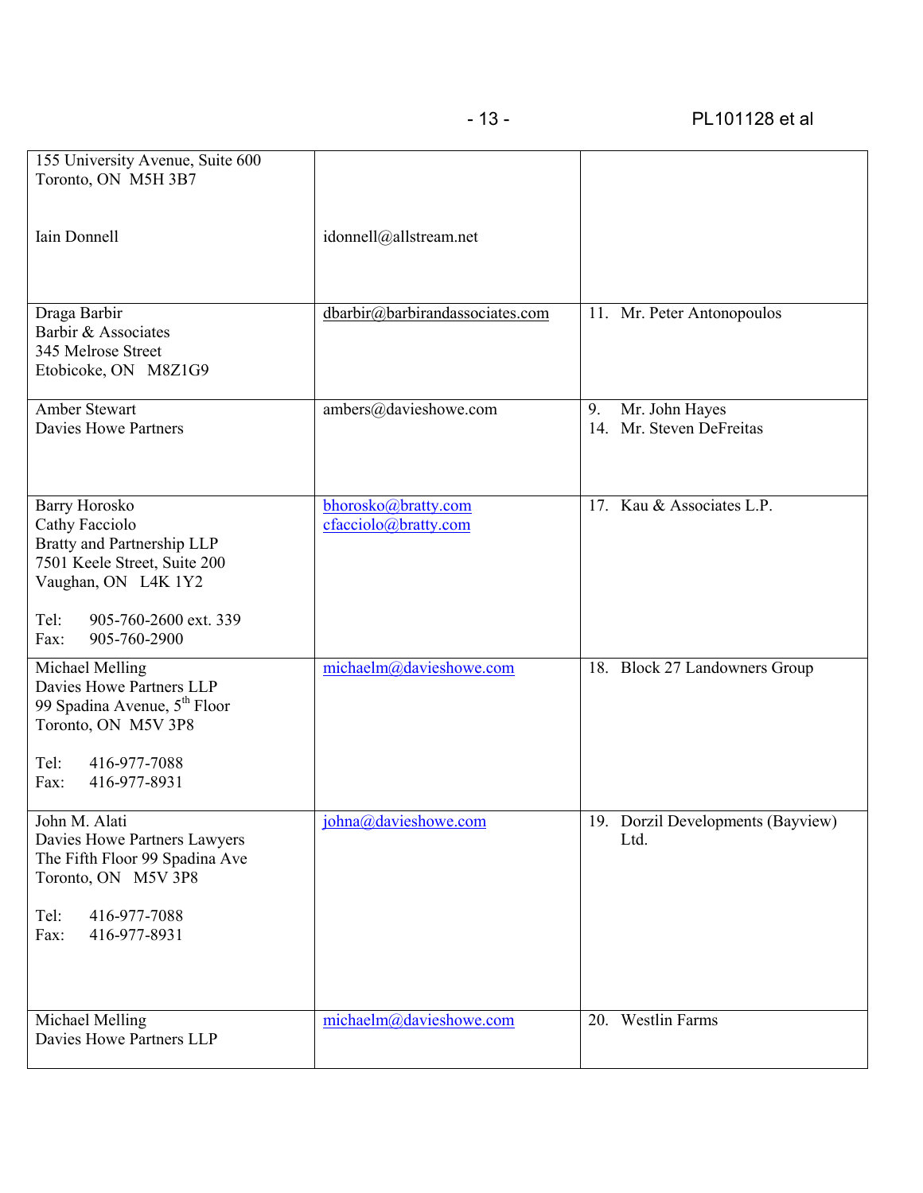| | | |
|---|---|---|
| 155 University Avenue, Suite 600<br>Toronto, ON  M5H 3B7<br><br>Iain Donnell | <br><br><br>idonnell@allstream.net | |
| Draga Barbir<br>Barbir & Associates<br>345 Melrose Street<br>Etobicoke, ON   M8Z1G9 | dbarbir@barbirandassociates.com | 11. Mr. Peter Antonopoulos |
| Amber Stewart<br>Davies Howe Partners | ambers@davieshowe.com | 9. Mr. John Hayes<br>14. Mr. Steven DeFreitas |
| Barry Horosko<br>Cathy Facciolo<br>Bratty and Partnership LLP<br>7501 Keele Street, Suite 200<br>Vaughan, ON   L4K 1Y2<br><br>Tel:   905-760-2600 ext. 339<br>Fax:   905-760-2900 | bhorosko@bratty.com<br>cfacciolo@bratty.com | 17. Kau & Associates L.P. |
| Michael Melling<br>Davies Howe Partners LLP<br>99 Spadina Avenue, 5th Floor<br>Toronto, ON  M5V 3P8<br><br>Tel:   416-977-7088<br>Fax:   416-977-8931 | michaelm@davieshowe.com | 18. Block 27 Landowners Group |
| John M. Alati<br>Davies Howe Partners Lawyers<br>The Fifth Floor 99 Spadina Ave<br>Toronto, ON   M5V 3P8<br><br>Tel:   416-977-7088<br>Fax:   416-977-8931 | johna@davieshowe.com | 19. Dorzil Developments (Bayview) Ltd. |
| Michael Melling<br>Davies Howe Partners LLP | michaelm@davieshowe.com | 20. Westlin Farms |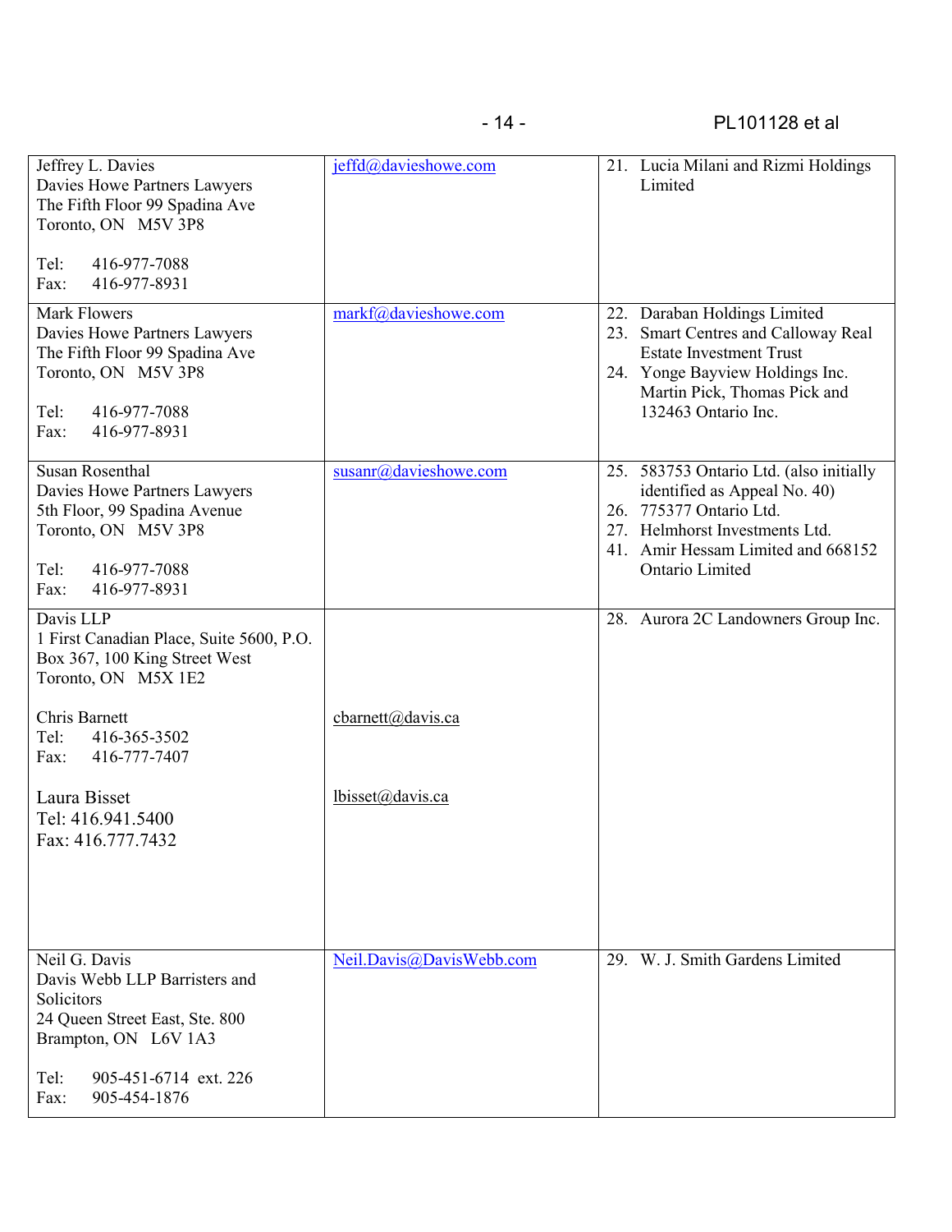| | | |
|---|---|---|
| Jeffrey L. Davies<br>Davies Howe Partners Lawyers<br>The Fifth Floor 99 Spadina Ave<br>Toronto, ON M5V 3P8<br><br>Tel: 416-977-7088<br>Fax: 416-977-8931 | jeffd@davieshowe.com | 21. Lucia Milani and Rizmi Holdings Limited |
| Mark Flowers<br>Davies Howe Partners Lawyers<br>The Fifth Floor 99 Spadina Ave<br>Toronto, ON M5V 3P8<br><br>Tel: 416-977-7088<br>Fax: 416-977-8931 | markf@davieshowe.com | 22. Daraban Holdings Limited<br>23. Smart Centres and Calloway Real Estate Investment Trust<br>24. Yonge Bayview Holdings Inc. Martin Pick, Thomas Pick and 132463 Ontario Inc. |
| Susan Rosenthal<br>Davies Howe Partners Lawyers<br>5th Floor, 99 Spadina Avenue<br>Toronto, ON M5V 3P8<br><br>Tel: 416-977-7088<br>Fax: 416-977-8931 | susanr@davieshowe.com | 25. 583753 Ontario Ltd. (also initially identified as Appeal No. 40)<br>26. 775377 Ontario Ltd.<br>27. Helmhorst Investments Ltd.<br>41. Amir Hessam Limited and 668152 Ontario Limited |
| Davis LLP<br>1 First Canadian Place, Suite 5600, P.O. Box 367, 100 King Street West<br>Toronto, ON M5X 1E2<br><br>Chris Barnett<br>Tel: 416-365-3502<br>Fax: 416-777-7407<br><br>Laura Bisset<br>Tel: 416.941.5400<br>Fax: 416.777.7432 | cbarnett@davis.ca<br><br>lbisset@davis.ca | 28. Aurora 2C Landowners Group Inc. |
| Neil G. Davis<br>Davis Webb LLP Barristers and Solicitors<br>24 Queen Street East, Ste. 800<br>Brampton, ON L6V 1A3<br><br>Tel: 905-451-6714 ext. 226<br>Fax: 905-454-1876 | Neil.Davis@DavisWebb.com | 29. W. J. Smith Gardens Limited |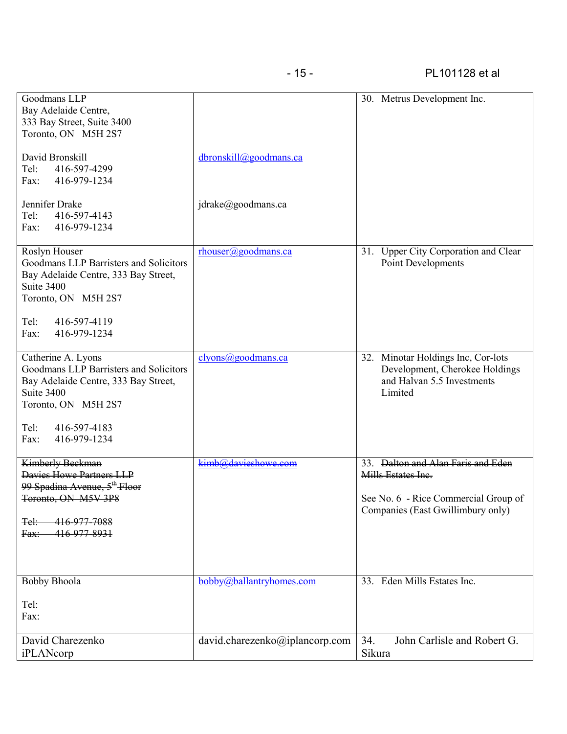| | | |
|---|---|---|
| Goodmans LLP<br>Bay Adelaide Centre,<br>333 Bay Street, Suite 3400<br>Toronto, ON M5H 2S7<br><br>David Bronskill<br>Tel: 416-597-4299<br>Fax: 416-979-1234<br><br>Jennifer Drake<br>Tel: 416-597-4143<br>Fax: 416-979-1234 | <br><br><br><br><br>dbronskill@goodmans.ca<br><br><br><br>jdrake@goodmans.ca | 30. Metrus Development Inc. |
| Roslyn Houser<br>Goodmans LLP Barristers and Solicitors<br>Bay Adelaide Centre, 333 Bay Street, Suite 3400<br>Toronto, ON M5H 2S7<br><br>Tel: 416-597-4119<br>Fax: 416-979-1234 | rhouser@goodmans.ca | 31. Upper City Corporation and Clear Point Developments |
| Catherine A. Lyons<br>Goodmans LLP Barristers and Solicitors<br>Bay Adelaide Centre, 333 Bay Street, Suite 3400<br>Toronto, ON M5H 2S7<br><br>Tel: 416-597-4183<br>Fax: 416-979-1234 | clyons@goodmans.ca | 32. Minotar Holdings Inc, Cor-lots Development, Cherokee Holdings and Halvan 5.5 Investments Limited |
| ~~Kimberly Beckman~~<br>~~Davies Howe Partners LLP~~<br>~~99 Spadina Avenue, 5th Floor~~<br>~~Toronto, ON M5V 3P8~~<br><br>~~Tel: 416-977-7088~~<br>~~Fax: 416-977-8931~~ | ~~kimb@davieshowe.com~~ | 33. ~~Dalton and Alan Faris and Eden Mills Estates Inc.~~<br><br>See No. 6 - Rice Commercial Group of Companies (East Gwillimbury only) |
| Bobby Bhoola<br><br>Tel:<br>Fax: | bobby@ballantryhomes.com | 33. Eden Mills Estates Inc. |
| David Charezenko<br>iPLANcorp | david.charezenko@iplancorp.com | 34. John Carlisle and Robert G. Sikura |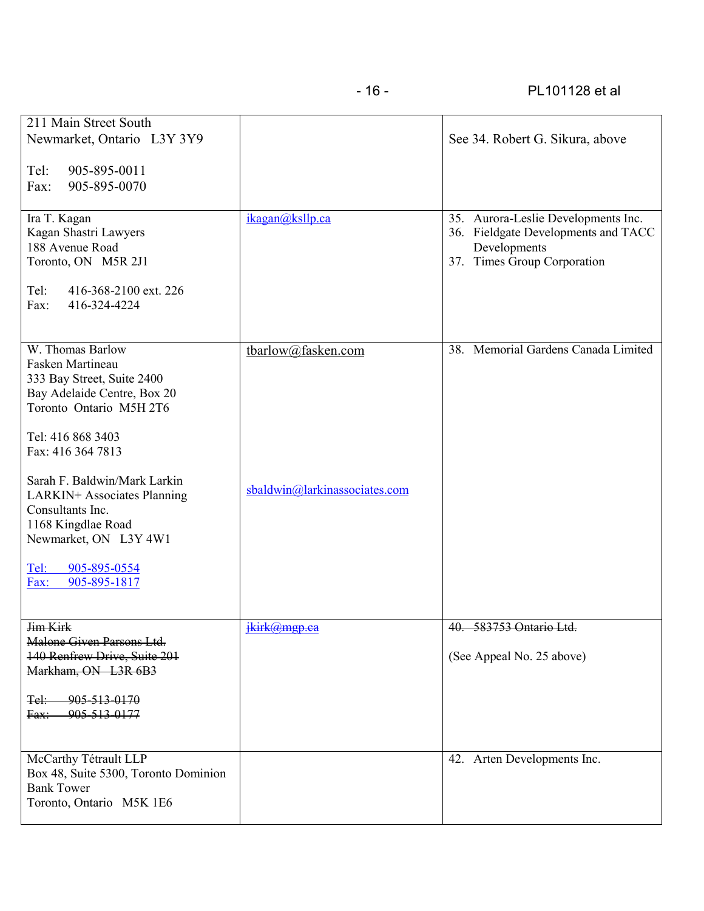| | | |
|---|---|---|
| 211 Main Street South<br>Newmarket, Ontario L3Y 3Y9<br><br>Tel: 905-895-0011<br>Fax: 905-895-0070 | | See 34. Robert G. Sikura, above |
| Ira T. Kagan<br>Kagan Shastri Lawyers<br>188 Avenue Road<br>Toronto, ON M5R 2J1<br><br>Tel: 416-368-2100 ext. 226<br>Fax: 416-324-4224 | ikagan@ksllp.ca | 35. Aurora-Leslie Developments Inc.<br>36. Fieldgate Developments and TACC Developments<br>37. Times Group Corporation |
| W. Thomas Barlow<br>Fasken Martineau<br>333 Bay Street, Suite 2400<br>Bay Adelaide Centre, Box 20<br>Toronto Ontario M5H 2T6<br><br>Tel: 416 868 3403<br>Fax: 416 364 7813<br><br>Sarah F. Baldwin/Mark Larkin<br>LARKIN+ Associates Planning Consultants Inc.<br>1168 Kingdlae Road<br>Newmarket, ON L3Y 4W1<br><br>Tel: 905-895-0554<br>Fax: 905-895-1817 | tbarlow@fasken.com<br><br>sbaldwin@larkinassociates.com | 38. Memorial Gardens Canada Limited |
| ~~Jim Kirk~~<br>~~Malone Given Parsons Ltd.~~<br>~~140 Renfrew Drive, Suite 201~~<br>~~Markham, ON L3R 6B3~~<br><br>~~Tel: 905-513-0170~~<br>~~Fax: 905-513-0177~~ | ~~jkirk@mgp.ca~~ | ~~40. 583753 Ontario Ltd.~~<br><br>(See Appeal No. 25 above) |
| McCarthy Tétrault LLP<br>Box 48, Suite 5300, Toronto Dominion Bank Tower<br>Toronto, Ontario M5K 1E6 | | 42. Arten Developments Inc. |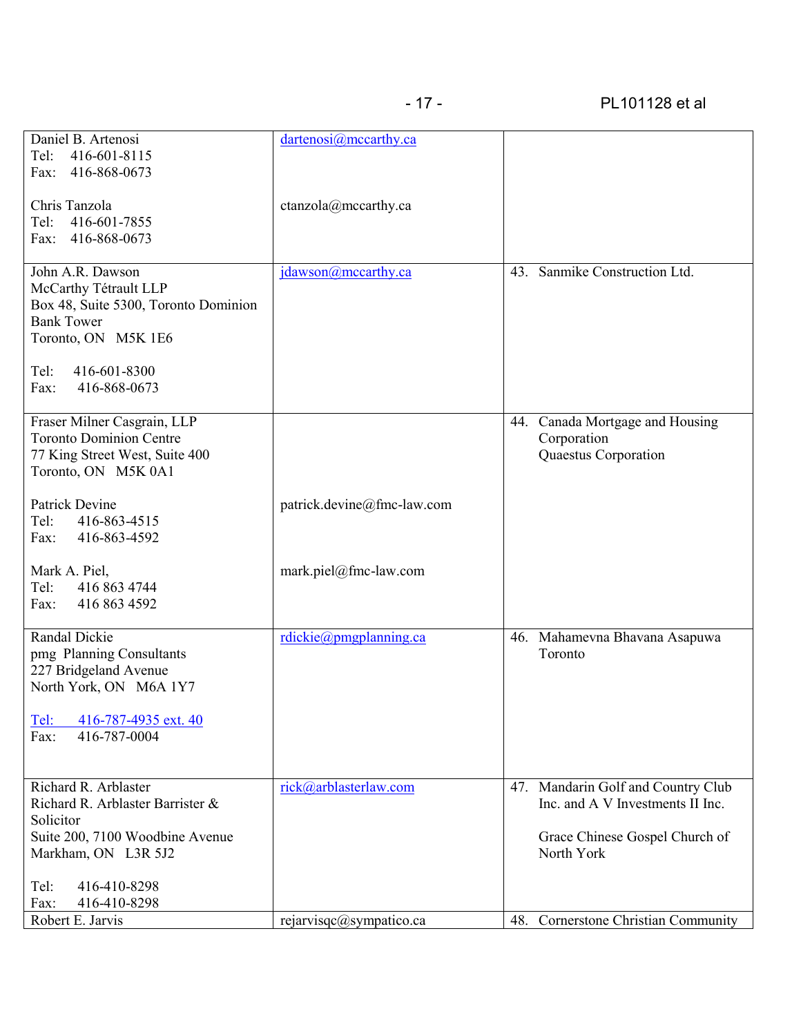| | | |
|---|---|---|
| Daniel B. Artenosi<br>Tel: 416-601-8115<br>Fax: 416-868-0673<br><br>Chris Tanzola<br>Tel: 416-601-7855<br>Fax: 416-868-0673 | dartenosi@mccarthy.ca<br><br><br><br>ctanzola@mccarthy.ca | |
| John A.R. Dawson<br>McCarthy Tétrault LLP<br>Box 48, Suite 5300, Toronto Dominion Bank Tower<br>Toronto, ON M5K 1E6<br><br>Tel: 416-601-8300<br>Fax: 416-868-0673 | jdawson@mccarthy.ca | 43. Sanmike Construction Ltd. |
| Fraser Milner Casgrain, LLP<br>Toronto Dominion Centre<br>77 King Street West, Suite 400<br>Toronto, ON M5K 0A1<br><br>Patrick Devine<br>Tel: 416-863-4515<br>Fax: 416-863-4592<br><br>Mark A. Piel,<br>Tel: 416 863 4744<br>Fax: 416 863 4592 | <br><br><br><br><br>patrick.devine@fmc-law.com<br><br><br><br>mark.piel@fmc-law.com | 44. Canada Mortgage and Housing Corporation<br>Quaestus Corporation |
| Randal Dickie<br>pmg Planning Consultants<br>227 Bridgeland Avenue<br>North York, ON M6A 1Y7<br><br>Tel: 416-787-4935 ext. 40<br>Fax: 416-787-0004 | rdickie@pmgplanning.ca | 46. Mahamevna Bhavana Asapuwa Toronto |
| Richard R. Arblaster<br>Richard R. Arblaster Barrister & Solicitor<br>Suite 200, 7100 Woodbine Avenue<br>Markham, ON L3R 5J2<br><br>Tel: 416-410-8298<br>Fax: 416-410-8298 | rick@arblasterlaw.com | 47. Mandarin Golf and Country Club Inc. and A V Investments II Inc.<br><br>Grace Chinese Gospel Church of North York |
| Robert E. Jarvis | rejarvisqc@sympatico.ca | 48. Cornerstone Christian Community |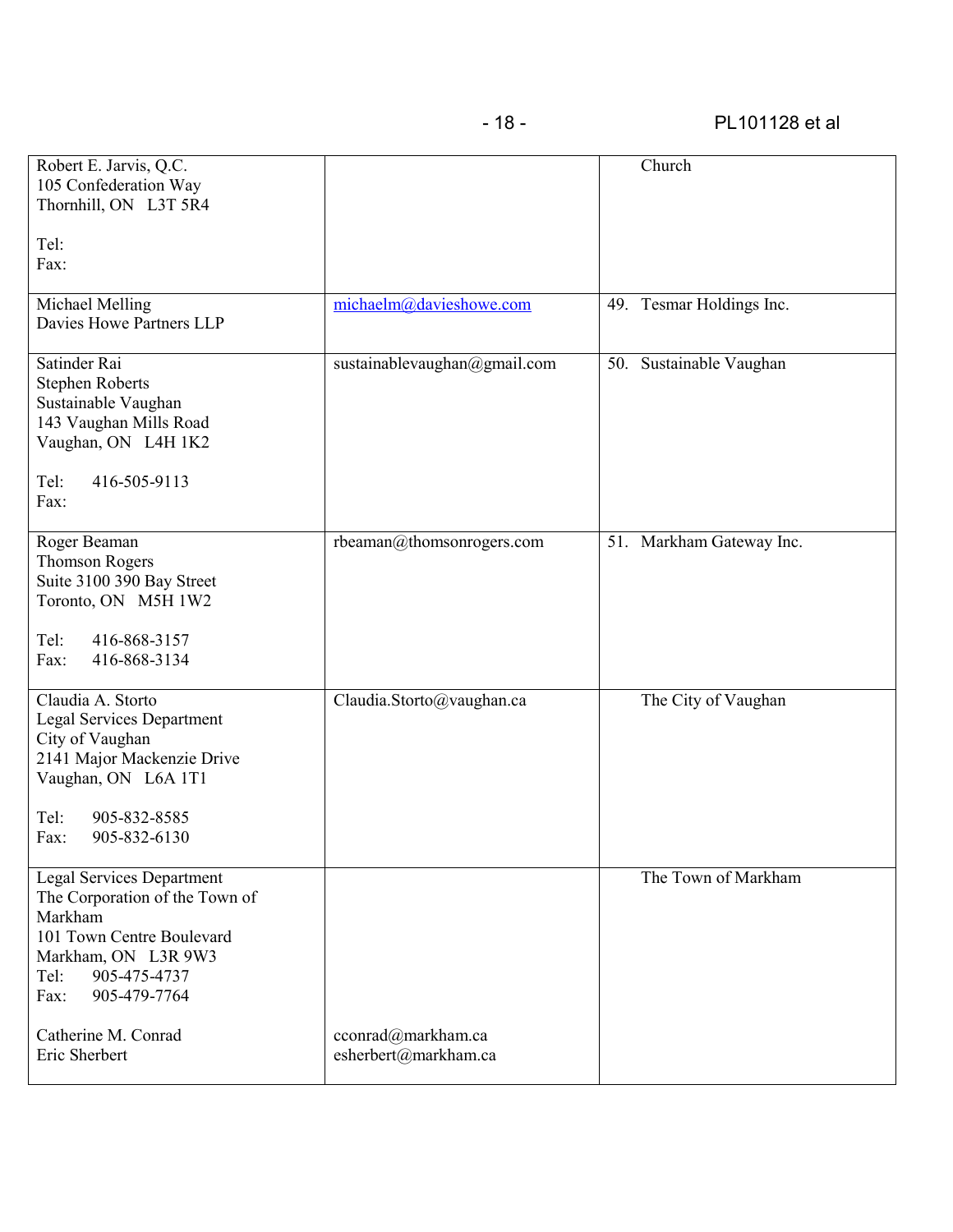| | | |
|---|---|---|
| Robert E. Jarvis, Q.C.<br>105 Confederation Way<br>Thornhill, ON L3T 5R4<br><br>Tel:<br>Fax: | | Church |
| Michael Melling<br>Davies Howe Partners LLP | michaelm@davieshowe.com | 49. Tesmar Holdings Inc. |
| Satinder Rai<br>Stephen Roberts<br>Sustainable Vaughan<br>143 Vaughan Mills Road<br>Vaughan, ON L4H 1K2<br><br>Tel: 416-505-9113<br>Fax: | sustainablevaughan@gmail.com | 50. Sustainable Vaughan |
| Roger Beaman<br>Thomson Rogers<br>Suite 3100 390 Bay Street<br>Toronto, ON M5H 1W2<br><br>Tel: 416-868-3157<br>Fax: 416-868-3134 | rbeaman@thomsonrogers.com | 51. Markham Gateway Inc. |
| Claudia A. Storto<br>Legal Services Department<br>City of Vaughan<br>2141 Major Mackenzie Drive<br>Vaughan, ON L6A 1T1<br><br>Tel: 905-832-8585<br>Fax: 905-832-6130 | Claudia.Storto@vaughan.ca | The City of Vaughan |
| Legal Services Department<br>The Corporation of the Town of Markham<br>101 Town Centre Boulevard<br>Markham, ON L3R 9W3<br>Tel: 905-475-4737<br>Fax: 905-479-7764<br><br>Catherine M. Conrad<br>Eric Sherbert | <br><br><br><br><br><br><br><br>cconrad@markham.ca<br>esherbert@markham.ca | The Town of Markham |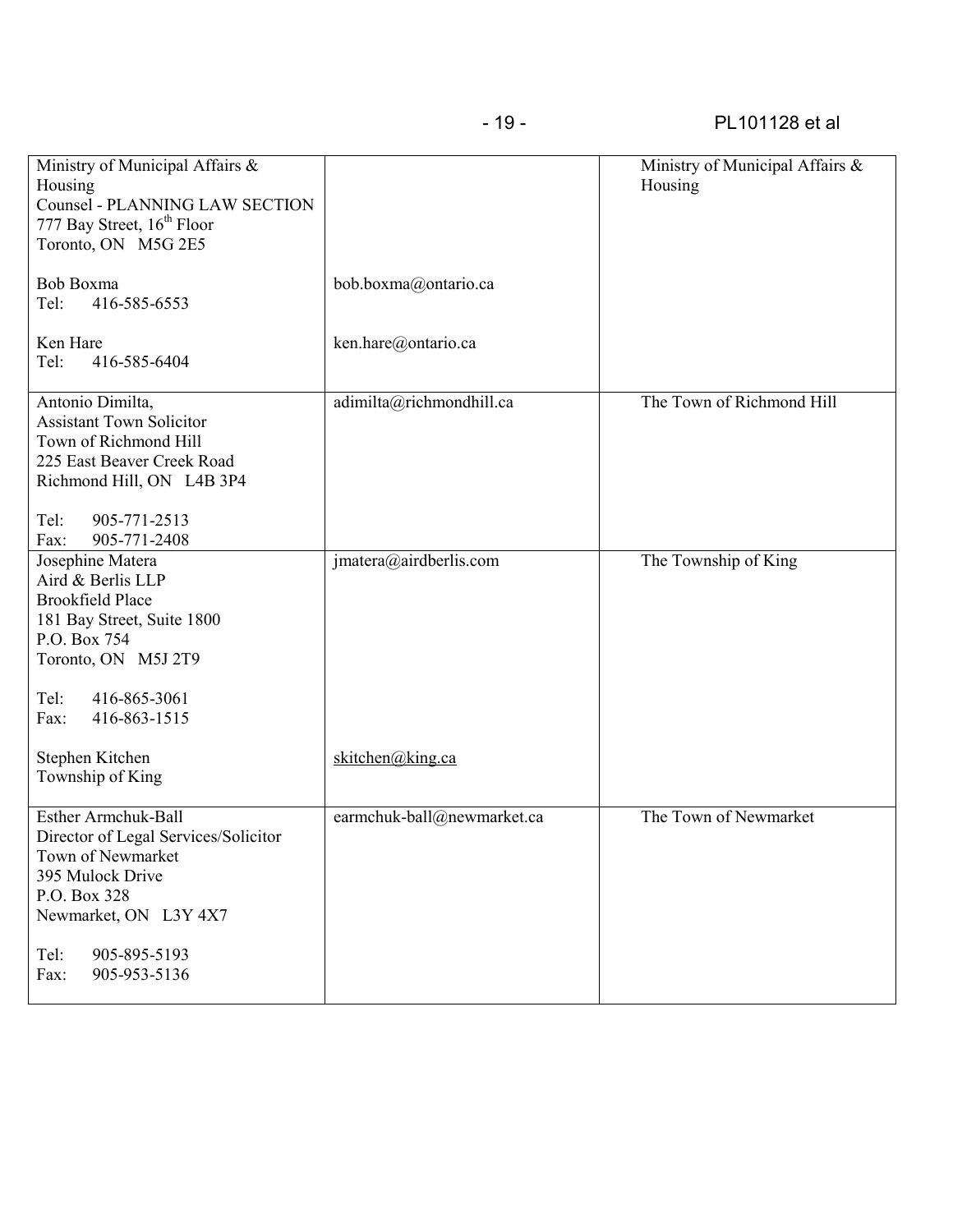| | | |
|---|---|---|
| Ministry of Municipal Affairs & Housing<br>Counsel - PLANNING LAW SECTION<br>777 Bay Street, 16th Floor<br>Toronto, ON M5G 2E5<br><br>Bob Boxma<br>Tel: 416-585-6553<br><br>Ken Hare<br>Tel: 416-585-6404 | <br><br><br><br><br><br>bob.boxma@ontario.ca<br><br><br>ken.hare@ontario.ca | Ministry of Municipal Affairs & Housing |
| Antonio Dimilta,<br>Assistant Town Solicitor<br>Town of Richmond Hill<br>225 East Beaver Creek Road<br>Richmond Hill, ON L4B 3P4<br><br>Tel: 905-771-2513<br>Fax: 905-771-2408 | adimilta@richmondhill.ca | The Town of Richmond Hill |
| Josephine Matera<br>Aird & Berlis LLP<br>Brookfield Place<br>181 Bay Street, Suite 1800<br>P.O. Box 754<br>Toronto, ON M5J 2T9<br><br>Tel: 416-865-3061<br>Fax: 416-863-1515<br><br>Stephen Kitchen<br>Township of King | jmatera@airdberlis.com<br><br><br><br><br><br><br><br><br><br>skitchen@king.ca | The Township of King |
| Esther Armchuk-Ball<br>Director of Legal Services/Solicitor<br>Town of Newmarket<br>395 Mulock Drive<br>P.O. Box 328<br>Newmarket, ON L3Y 4X7<br><br>Tel: 905-895-5193<br>Fax: 905-953-5136 | earmchuk-ball@newmarket.ca | The Town of Newmarket |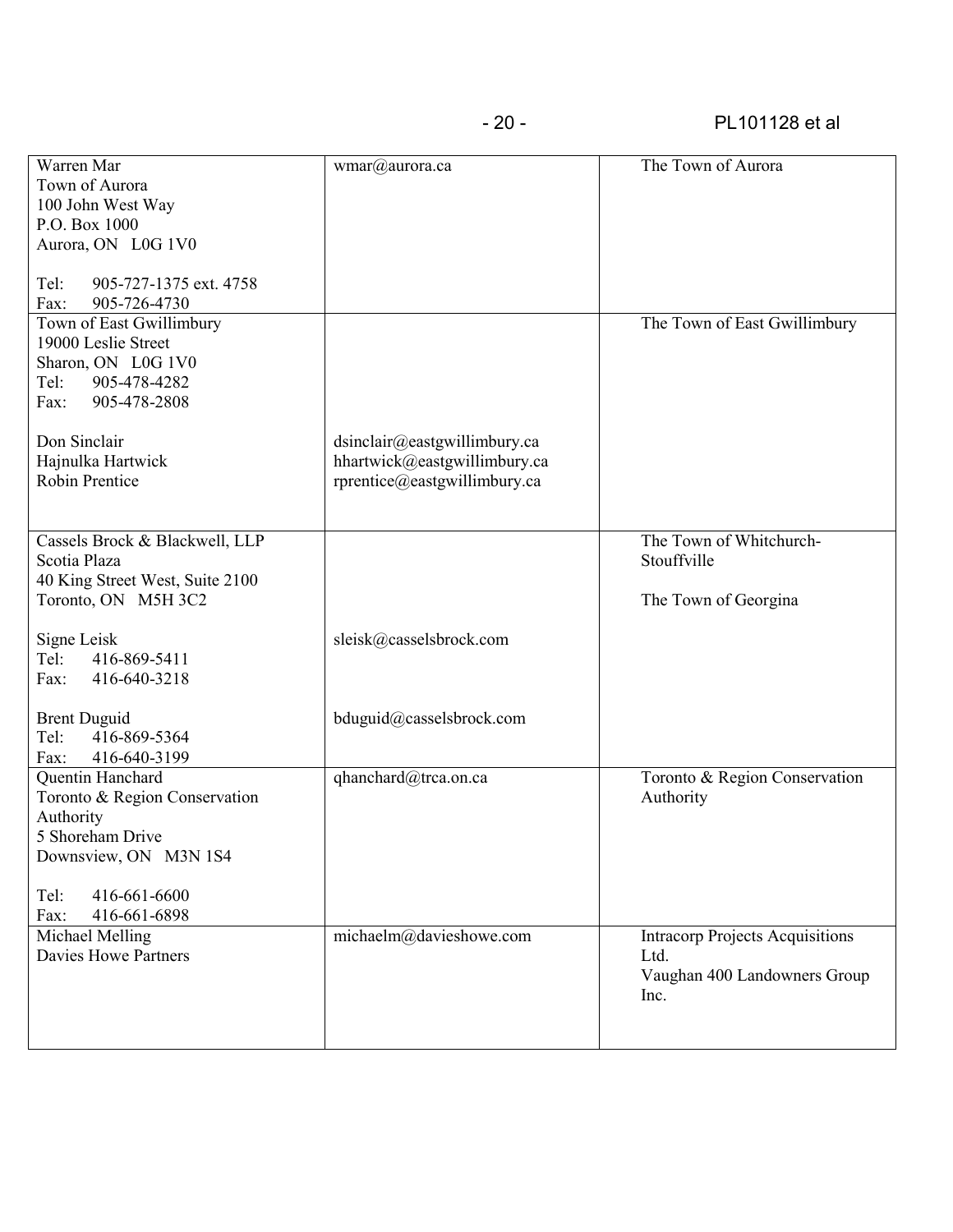| | | |
|---|---|---|
| Warren Mar<br>Town of Aurora<br>100 John West Way<br>P.O. Box 1000<br>Aurora, ON L0G 1V0<br><br>Tel: 905-727-1375 ext. 4758<br>Fax: 905-726-4730 | wmar@aurora.ca | The Town of Aurora |
| Town of East Gwillimbury<br>19000 Leslie Street<br>Sharon, ON L0G 1V0<br>Tel: 905-478-4282<br>Fax: 905-478-2808<br><br>Don Sinclair<br>Hajnulka Hartwick<br>Robin Prentice | <br><br><br><br><br><br>dsinclair@eastgwillimbury.ca<br>hhartwick@eastgwillimbury.ca<br>rprentice@eastgwillimbury.ca | The Town of East Gwillimbury |
| Cassels Brock & Blackwell, LLP<br>Scotia Plaza<br>40 King Street West, Suite 2100<br>Toronto, ON M5H 3C2<br><br>Signe Leisk<br>Tel: 416-869-5411<br>Fax: 416-640-3218<br><br>Brent Duguid<br>Tel: 416-869-5364<br>Fax: 416-640-3199 | <br><br><br><br><br>sleisk@casselsbrock.com<br><br><br><br>bduguid@casselsbrock.com | The Town of Whitchurch-Stouffville<br><br>The Town of Georgina |
| Quentin Hanchard<br>Toronto & Region Conservation Authority<br>5 Shoreham Drive<br>Downsview, ON M3N 1S4<br><br>Tel: 416-661-6600<br>Fax: 416-661-6898 | qhanchard@trca.on.ca | Toronto & Region Conservation Authority |
| Michael Melling<br>Davies Howe Partners | michaelm@davieshowe.com | Intracorp Projects Acquisitions Ltd.<br>Vaughan 400 Landowners Group Inc. |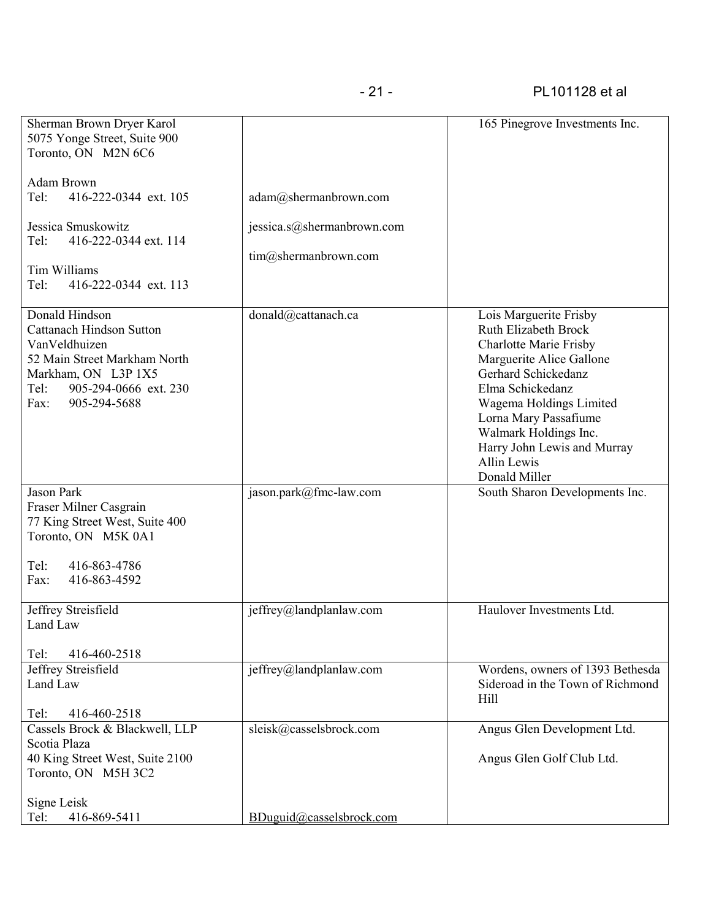| | | |
|---|---|---|
| Sherman Brown Dryer Karol<br>5075 Yonge Street, Suite 900<br>Toronto, ON M2N 6C6<br><br>Adam Brown<br>Tel: 416-222-0344 ext. 105<br><br>Jessica Smuskowitz<br>Tel: 416-222-0344 ext. 114<br><br>Tim Williams<br>Tel: 416-222-0344 ext. 113 | adam@shermanbrown.com<br><br>jessica.s@shermanbrown.com<br><br>tim@shermanbrown.com | 165 Pinegrove Investments Inc. |
| Donald Hindson<br>Cattanach Hindson Sutton VanVeldhuizen<br>52 Main Street Markham North<br>Markham, ON L3P 1X5<br>Tel: 905-294-0666 ext. 230<br>Fax: 905-294-5688 | donald@cattanach.ca | Lois Marguerite Frisby<br>Ruth Elizabeth Brock<br>Charlotte Marie Frisby<br>Marguerite Alice Gallone<br>Gerhard Schickedanz<br>Elma Schickedanz<br>Wagema Holdings Limited<br>Lorna Mary Passafiume<br>Walmark Holdings Inc.<br>Harry John Lewis and Murray Allin Lewis<br>Donald Miller |
| Jason Park<br>Fraser Milner Casgrain<br>77 King Street West, Suite 400<br>Toronto, ON M5K 0A1<br><br>Tel: 416-863-4786<br>Fax: 416-863-4592 | jason.park@fmc-law.com | South Sharon Developments Inc. |
| Jeffrey Streisfield<br>Land Law<br><br>Tel: 416-460-2518 | jeffrey@landplanlaw.com | Haulover Investments Ltd. |
| Jeffrey Streisfield<br>Land Law<br><br>Tel: 416-460-2518 | jeffrey@landplanlaw.com | Wordens, owners of 1393 Bethesda Sideroad in the Town of Richmond Hill |
| Cassels Brock & Blackwell, LLP<br>Scotia Plaza<br>40 King Street West, Suite 2100<br>Toronto, ON M5H 3C2<br><br>Signe Leisk<br>Tel: 416-869-5411 | sleisk@casselsbrock.com<br><br>BDuguid@casselsbrock.com | Angus Glen Development Ltd.<br><br>Angus Glen Golf Club Ltd. |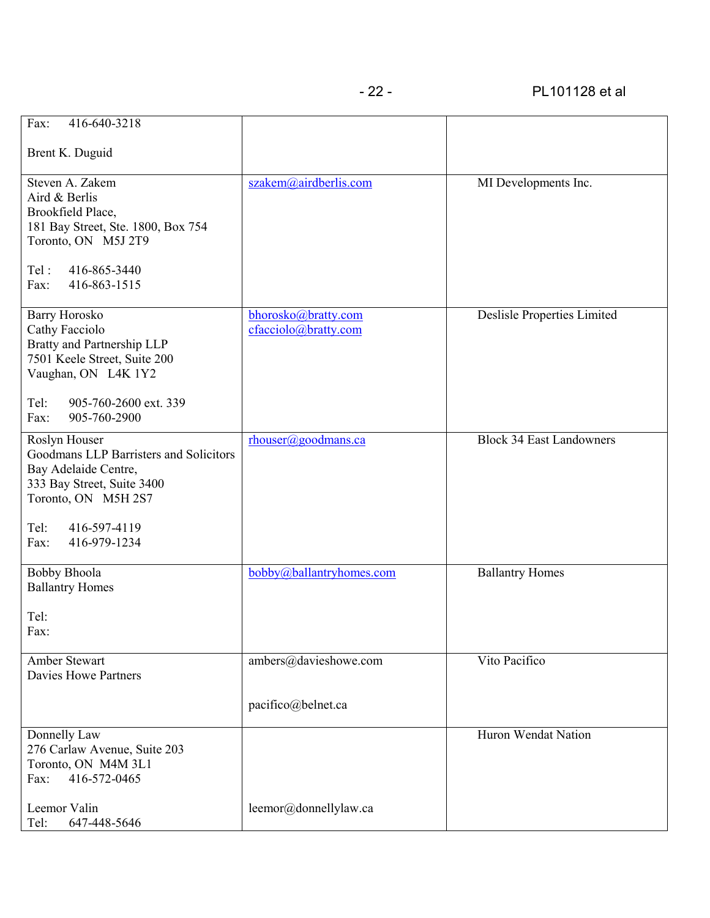| | | |
|---|---|---|
| Fax: 416-640-3218<br><br>Brent K. Duguid | | |
| Steven A. Zakem<br>Aird & Berlis<br>Brookfield Place,<br>181 Bay Street, Ste. 1800, Box 754<br>Toronto, ON M5J 2T9<br><br>Tel : 416-865-3440<br>Fax: 416-863-1515 | szakem@airdberlis.com | MI Developments Inc. |
| Barry Horosko<br>Cathy Facciolo<br>Bratty and Partnership LLP<br>7501 Keele Street, Suite 200<br>Vaughan, ON L4K 1Y2<br><br>Tel: 905-760-2600 ext. 339<br>Fax: 905-760-2900 | bhorosko@bratty.com<br>cfacciolo@bratty.com | Deslisle Properties Limited |
| Roslyn Houser<br>Goodmans LLP Barristers and Solicitors<br>Bay Adelaide Centre,<br>333 Bay Street, Suite 3400<br>Toronto, ON M5H 2S7<br><br>Tel: 416-597-4119<br>Fax: 416-979-1234 | rhouser@goodmans.ca | Block 34 East Landowners |
| Bobby Bhoola<br>Ballantry Homes<br><br>Tel:<br>Fax: | bobby@ballantryhomes.com | Ballantry Homes |
| Amber Stewart<br>Davies Howe Partners | ambers@davieshowe.com<br><br>pacifico@belnet.ca | Vito Pacifico |
| Donnelly Law<br>276 Carlaw Avenue, Suite 203<br>Toronto, ON M4M 3L1<br>Fax: 416-572-0465<br><br>Leemor Valin<br>Tel: 647-448-5646 | leemor@donnellylaw.ca | Huron Wendat Nation |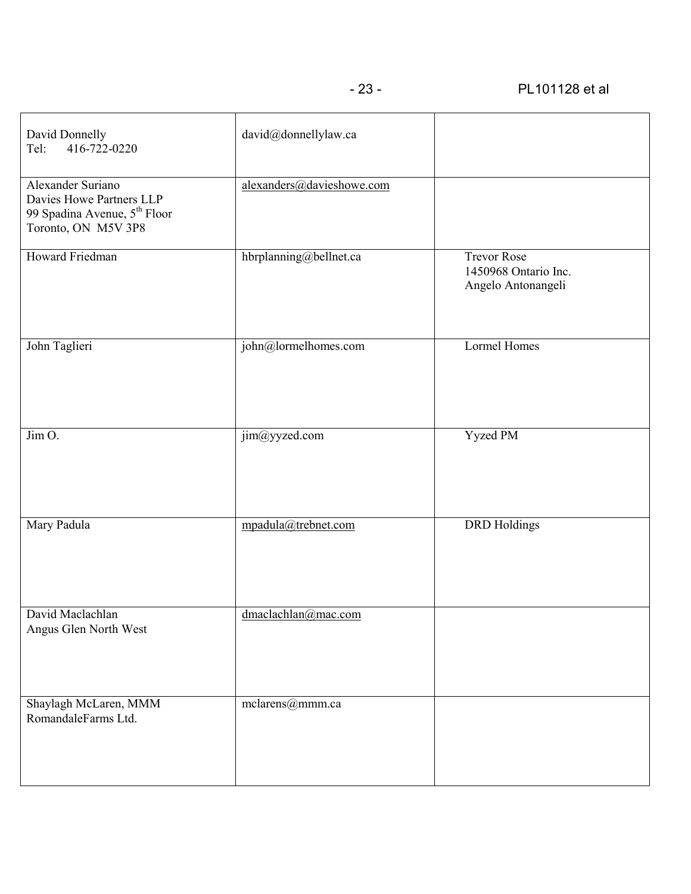| | | |
|---|---|---|
| David Donnelly<br>Tel: 416-722-0220 | david@donnellylaw.ca | |
| Alexander Suriano<br>Davies Howe Partners LLP<br>99 Spadina Avenue, 5th Floor<br>Toronto, ON M5V 3P8 | alexanders@davieshowe.com | |
| Howard Friedman | hbrplanning@bellnet.ca | Trevor Rose<br>1450968 Ontario Inc.<br>Angelo Antonangeli |
| John Taglieri | john@lormelhomes.com | Lormel Homes |
| Jim O. | jim@yyzed.com | Yyzed PM |
| Mary Padula | mpadula@trebnet.com | DRD Holdings |
| David Maclachlan<br>Angus Glen North West | dmaclachlan@mac.com | |
| Shaylagh McLaren, MMM<br>RomandaleFarms Ltd. | mclarens@mmm.ca | |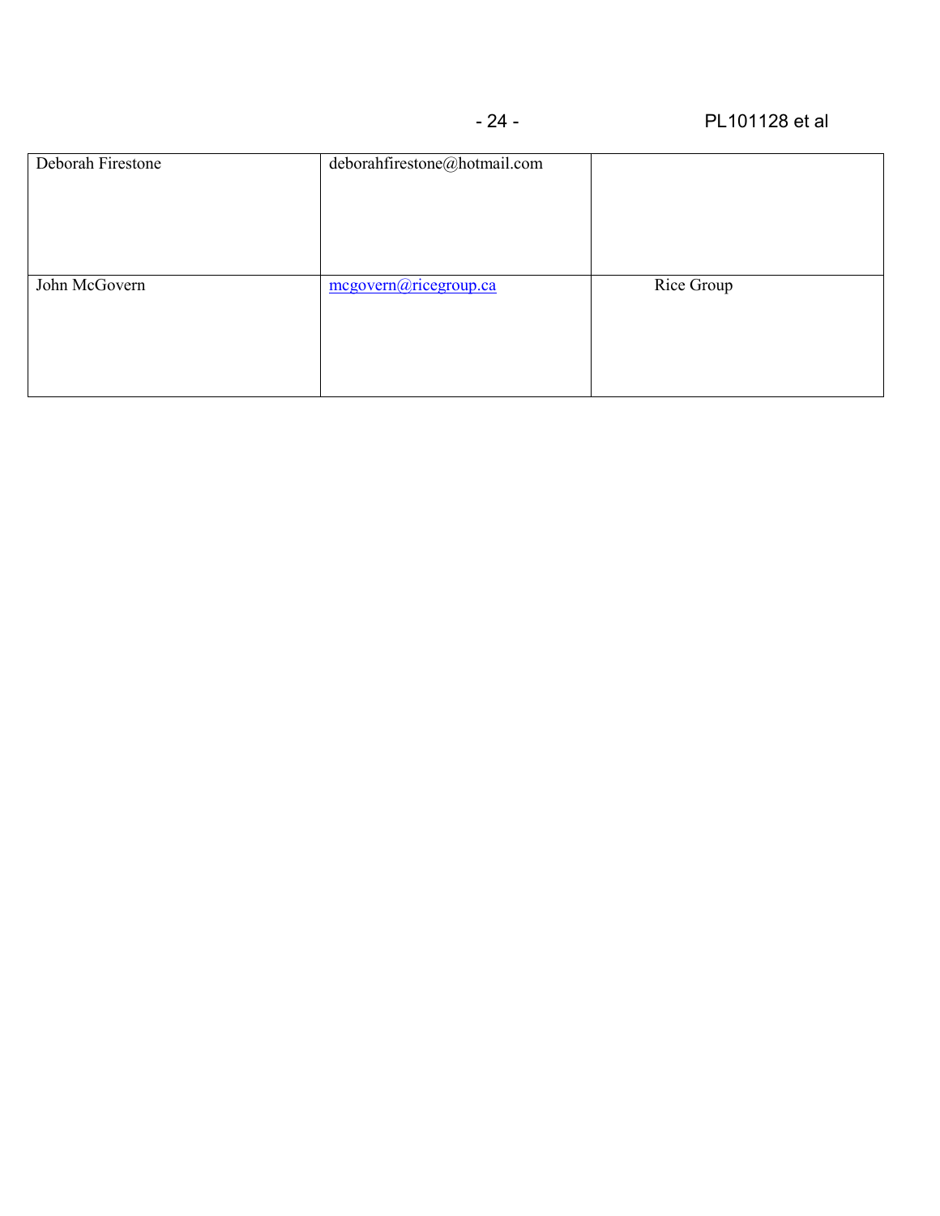| | | |
|---|---|---|
| Deborah Firestone | deborahfirestone@hotmail.com | |
| John McGovern | mcgovern@ricegroup.ca | Rice Group |